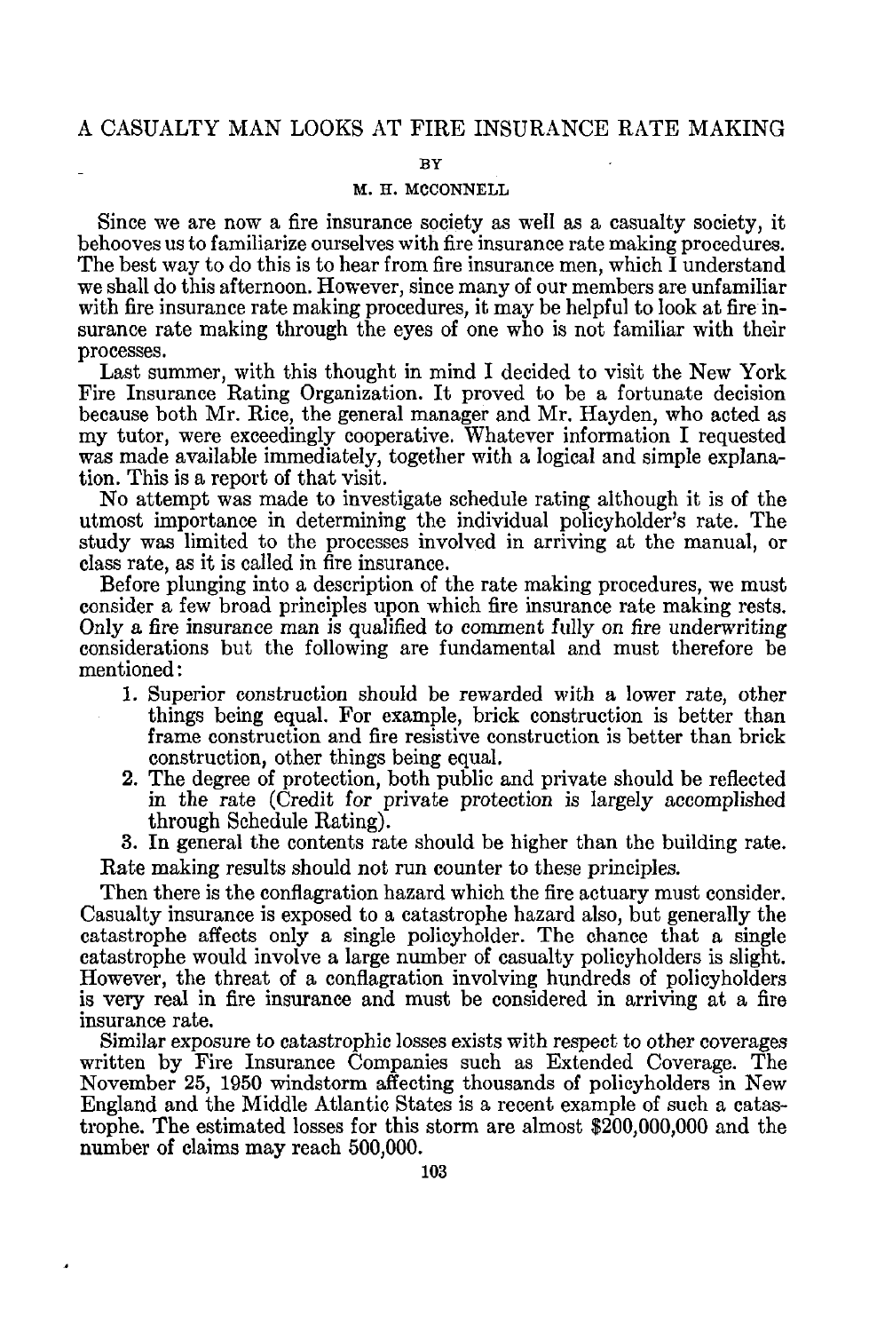# A CASUALTY MAN LOOKS AT FIRE INSURANCE RATE MAKING

BY

M. H. MCCONNELL

Since we are now a fire insurance society as well as a casualty society, it behooves us to familiarize ourselves with fire insurance rate making procedures. The best way to do this is to hear from fire insurance men, which I understand we shall do this afternoon. However, since many of our members are unfamiliar with fire insurance rate making procedures, it may be helpful to look at fire insurance rate making through the eyes of one who is not familiar with their processes.

Last summer, with this thought in mind I decided to visit the New York Fire Insurance Rating Organization. It proved to be a fortunate decision because both Mr. Rice, the general manager and Mr. Hayden, who acted as my tutor, were exceedingly cooperative. Whatever information I requested was made available immediately, together with a logical and simple explanation. This is a report of that visit.

No attempt was made to investigate schedule rating although it is of the utmost importance in determining the individual policyholder's rate. The study was limited to the processes involved in arriving at the manual, or class rate, as it is called in fire insurance.

Before plunging into a description of the rate making procedures, we must consider a few broad principles upon which fire insurance rate making rests. Only a fire insurance man is qualified to comment fully on fire underwriting considerations but the following are fundamental and must therefore be mentioned:

1. Superior construction should be rewarded with a lower rate, other things being equal. For example, brick construction is better than frame construction and fire resistive construction is better than brick construction, other things being equal.
2. The degree of protection, both public and private should be reflected in the rate (Credit for private protection is largely accomplished through Schedule Rating).
3. In general the contents rate should be higher than the building rate.

Rate making results should not run counter to these principles.

Then there is the conflagration hazard which the fire actuary must consider. Casualty insurance is exposed to a catastrophe hazard also, but generally the catastrophe affects only a single policyholder. The chance that a single catastrophe would involve a large number of casualty policyholders is slight. However, the threat of a conflagration involving hundreds of policyholders is very real in fire insurance and must be considered in arriving at a fire insurance rate.

Similar exposure to catastrophic losses exists with respect to other coverages written by Fire Insurance Companies such as Extended Coverage. The November 25, 1950 windstorm affecting thousands of policyholders in New England and the Middle Atlantic States is a recent example of such a catastrophe. The estimated losses for this storm are almost $200,000,000 and the number of claims may reach 500,000.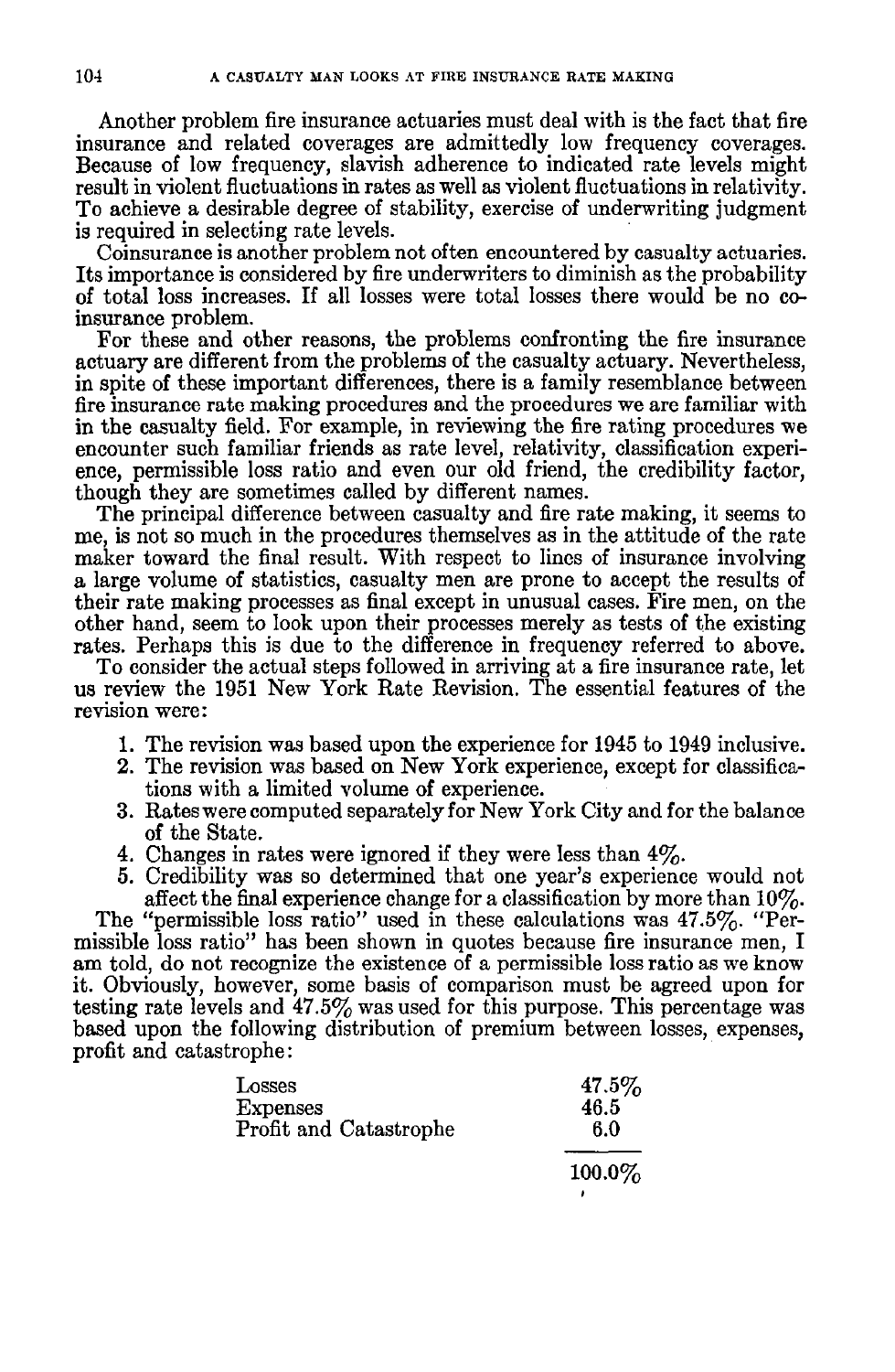Another problem fire insurance actuaries must deal with is the fact that fire insurance and related coverages are admittedly low frequency coverages. Because of low frequency, slavish adherence to indicated rate levels might result in violent fluctuations in rates as well as violent fluctuations in relativity. To achieve a desirable degree of stability, exercise of underwriting judgment is required in selecting rate levels.

Coinsurance is another problem not often encountered by casualty actuaries. Its importance is considered by fire underwriters to diminish as the probability of total loss increases. If all losses were total losses there would be no coinsurance problem.

For these and other reasons, the problems confronting the fire insurance actuary are different from the problems of the casualty actuary. Nevertheless, in spite of these important differences, there is a family resemblance between fire insurance rate making procedures and the procedures we are familiar with in the casualty field. For example, in reviewing the fire rating procedures we encounter such familiar friends as rate level, relativity, classification experience, permissible loss ratio and even our old friend, the credibility factor, though they are sometimes called by different names.

The principal difference between casualty and fire rate making, it seems to me, is not so much in the procedures themselves as in the attitude of the rate maker toward the final result. With respect to lines of insurance involving a large volume of statistics, casualty men are prone to accept the results of their rate making processes as final except in unusual cases. Fire men, on the other hand, seem to look upon their processes merely as tests of the existing rates. Perhaps this is due to the difference in frequency referred to above.

To consider the actual steps followed in arriving at a fire insurance rate, let us review the 1951 New York Rate Revision. The essential features of the revision were:

1. The revision was based upon the experience for 1945 to 1949 inclusive.
2. The revision was based on New York experience, except for classifications with a limited volume of experience.
3. Rates were computed separately for New York City and for the balance of the State.
4. Changes in rates were ignored if they were less than 4%.
5. Credibility was so determined that one year's experience would not affect the final experience change for a classification by more than 10%.

The "permissible loss ratio" used in these calculations was 47.5%. "Permissible loss ratio" has been shown in quotes because fire insurance men, I am told, do not recognize the existence of a permissible loss ratio as we know it. Obviously, however, some basis of comparison must be agreed upon for testing rate levels and 47.5% was used for this purpose. This percentage was based upon the following distribution of premium between losses, expenses, profit and catastrophe:

| | |
|---|---|
| Losses | 47.5% |
| Expenses | 46.5 |
| Profit and Catastrophe | 6.0 |
| | 100.0% |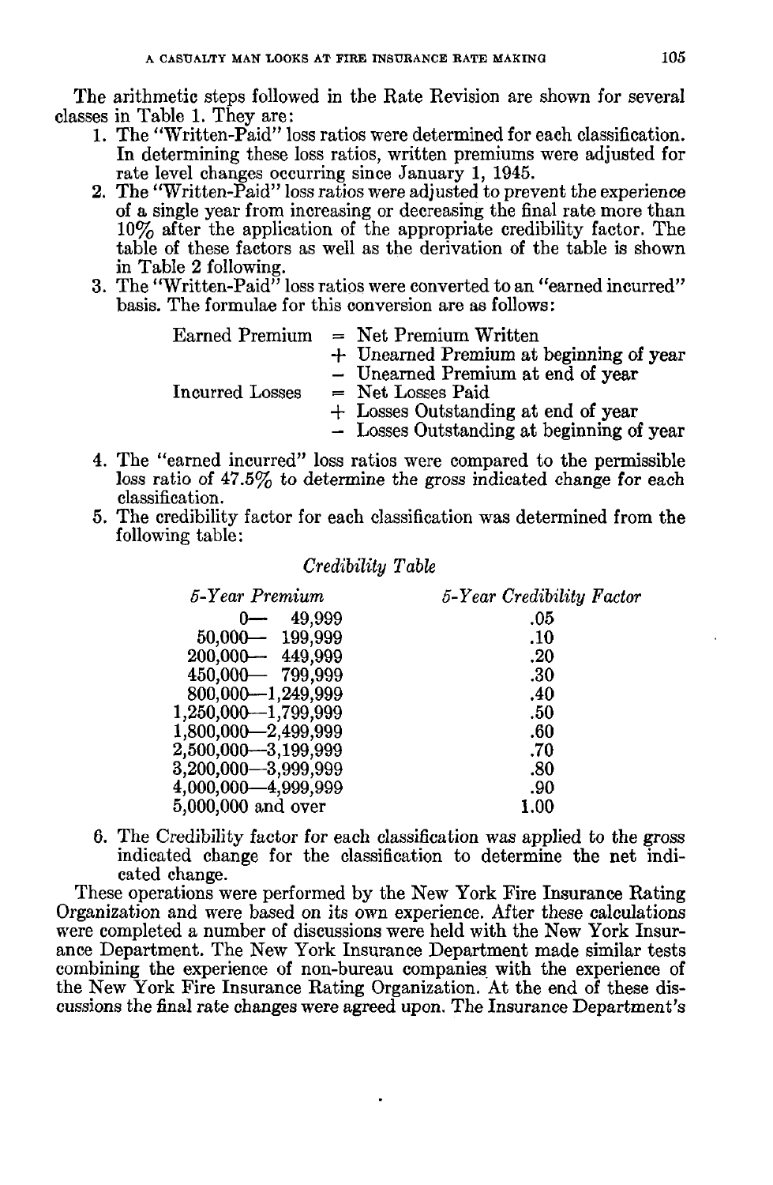The arithmetic steps followed in the Rate Revision are shown for several classes in Table 1. They are:

1. The "Written-Paid" loss ratios were determined for each classification. In determining these loss ratios, written premiums were adjusted for rate level changes occurring since January 1, 1945.
2. The "Written-Paid" loss ratios were adjusted to prevent the experience of a single year from increasing or decreasing the final rate more than 10% after the application of the appropriate credibility factor. The table of these factors as well as the derivation of the table is shown in Table 2 following.
3. The "Written-Paid" loss ratios were converted to an "earned incurred" basis. The formulae for this conversion are as follows:

   Earned Premium = Net Premium Written
   + Unearned Premium at beginning of year
   − Unearned Premium at end of year

   Incurred Losses = Net Losses Paid
   + Losses Outstanding at end of year
   − Losses Outstanding at beginning of year

4. The "earned incurred" loss ratios were compared to the permissible loss ratio of 47.5% to determine the gross indicated change for each classification.
5. The credibility factor for each classification was determined from the following table:

*Credibility Table*

| *5-Year Premium* | *5-Year Credibility Factor* |
|---|---|
| 0— 49,999 | .05 |
| 50,000— 199,999 | .10 |
| 200,000— 449,999 | .20 |
| 450,000— 799,999 | .30 |
| 800,000—1,249,999 | .40 |
| 1,250,000—1,799,999 | .50 |
| 1,800,000—2,499,999 | .60 |
| 2,500,000—3,199,999 | .70 |
| 3,200,000—3,999,999 | .80 |
| 4,000,000—4,999,999 | .90 |
| 5,000,000 and over | 1.00 |

6. The Credibility factor for each classification was applied to the gross indicated change for the classification to determine the net indicated change.

These operations were performed by the New York Fire Insurance Rating Organization and were based on its own experience. After these calculations were completed a number of discussions were held with the New York Insurance Department. The New York Insurance Department made similar tests combining the experience of non-bureau companies with the experience of the New York Fire Insurance Rating Organization. At the end of these discussions the final rate changes were agreed upon. The Insurance Department's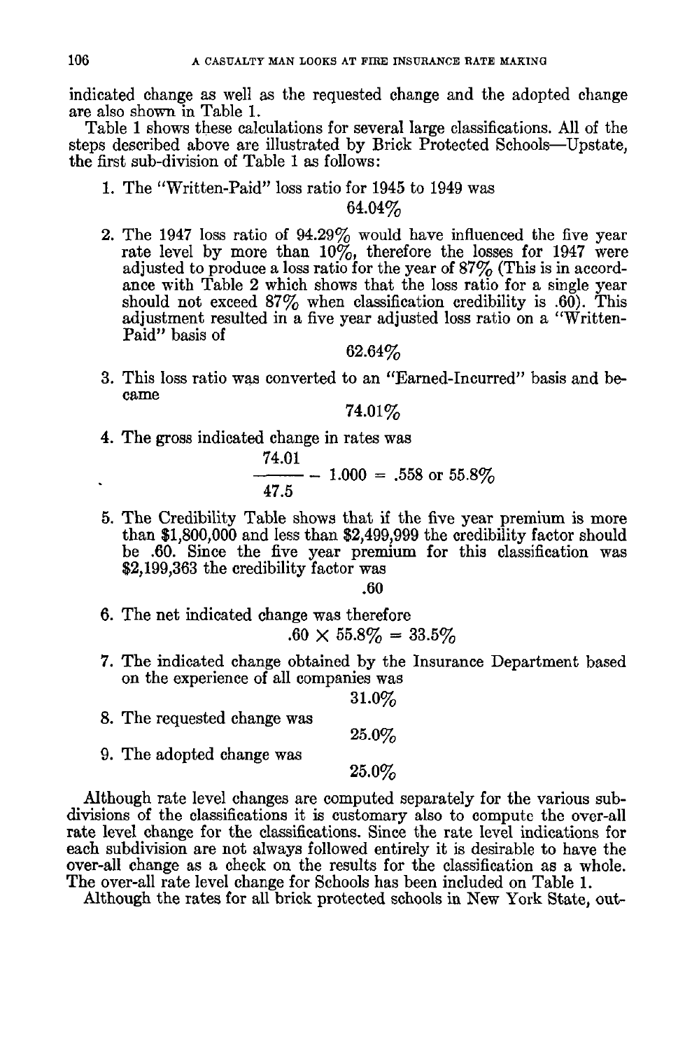indicated change as well as the requested change and the adopted change are also shown in Table 1.

Table 1 shows these calculations for several large classifications. All of the steps described above are illustrated by Brick Protected Schools—Upstate, the first sub-division of Table 1 as follows:

1. The "Written-Paid" loss ratio for 1945 to 1949 was

   64.04%

2. The 1947 loss ratio of 94.29% would have influenced the five year rate level by more than 10%, therefore the losses for 1947 were adjusted to produce a loss ratio for the year of 87% (This is in accordance with Table 2 which shows that the loss ratio for a single year should not exceed 87% when classification credibility is .60). This adjustment resulted in a five year adjusted loss ratio on a "Written-Paid" basis of

   62.64%

3. This loss ratio was converted to an "Earned-Incurred" basis and became

   74.01%

4. The gross indicated change in rates was

   $$\frac{74.01}{47.5} - 1.000 = .558 \text{ or } 55.8\%$$

5. The Credibility Table shows that if the five year premium is more than $1,800,000 and less than $2,499,999 the credibility factor should be .60. Since the five year premium for this classification was $2,199,363 the credibility factor was

   .60

6. The net indicated change was therefore

   $$.60 \times 55.8\% = 33.5\%$$

7. The indicated change obtained by the Insurance Department based on the experience of all companies was

   31.0%

8. The requested change was

   25.0%

9. The adopted change was

   25.0%

Although rate level changes are computed separately for the various subdivisions of the classifications it is customary also to compute the over-all rate level change for the classifications. Since the rate level indications for each subdivision are not always followed entirely it is desirable to have the over-all change as a check on the results for the classification as a whole. The over-all rate level change for Schools has been included on Table 1.

Although the rates for all brick protected schools in New York State, out-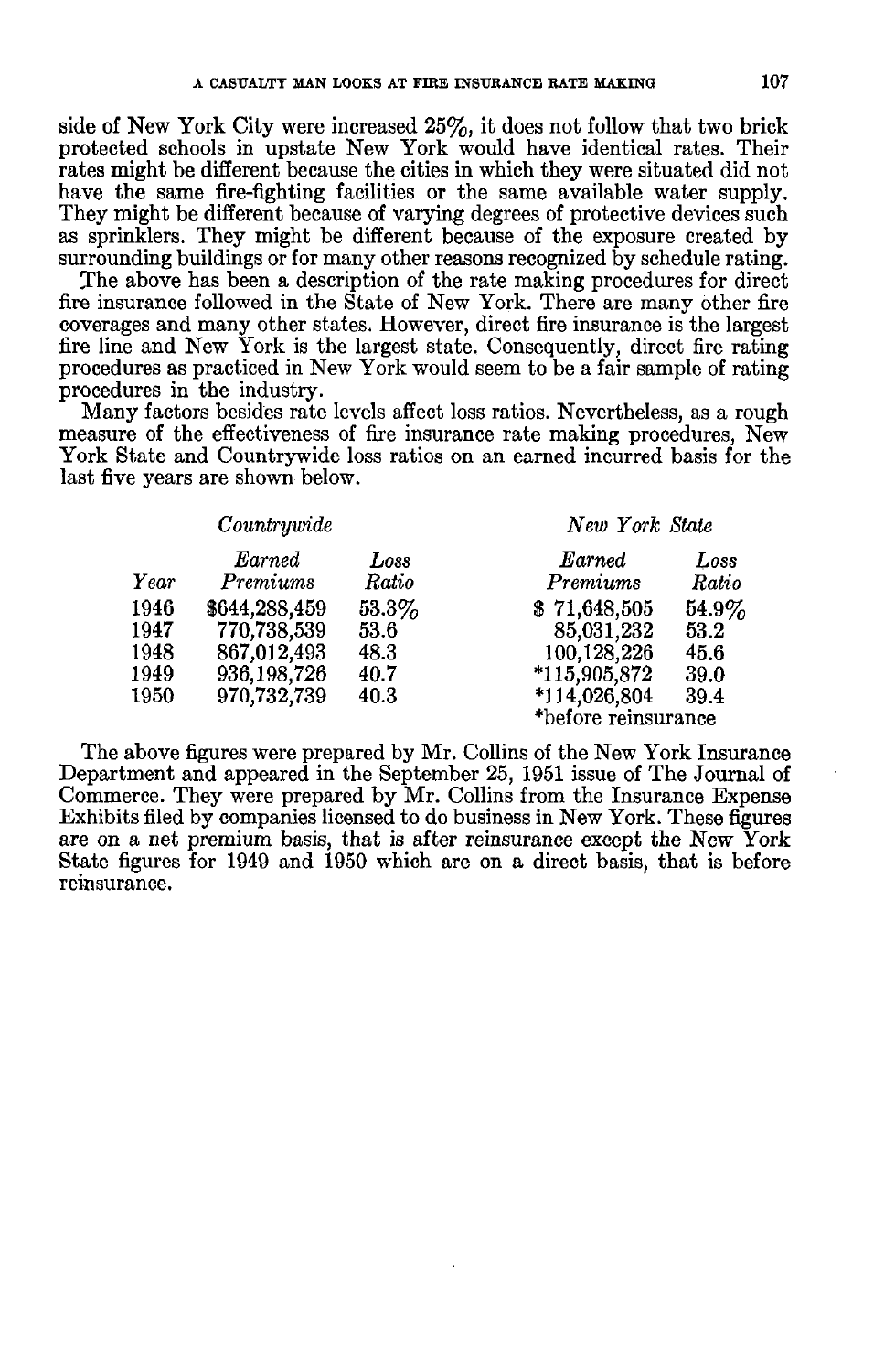side of New York City were increased 25%, it does not follow that two brick protected schools in upstate New York would have identical rates. Their rates might be different because the cities in which they were situated did not have the same fire-fighting facilities or the same available water supply. They might be different because of varying degrees of protective devices such as sprinklers. They might be different because of the exposure created by surrounding buildings or for many other reasons recognized by schedule rating.

The above has been a description of the rate making procedures for direct fire insurance followed in the State of New York. There are many other fire coverages and many other states. However, direct fire insurance is the largest fire line and New York is the largest state. Consequently, direct fire rating procedures as practiced in New York would seem to be a fair sample of rating procedures in the industry.

Many factors besides rate levels affect loss ratios. Nevertheless, as a rough measure of the effectiveness of fire insurance rate making procedures, New York State and Countrywide loss ratios on an earned incurred basis for the last five years are shown below.

| | *Countrywide* | | *New York State* | |
|---|---|---|---|---|
| *Year* | *Earned Premiums* | *Loss Ratio* | *Earned Premiums* | *Loss Ratio* |
| 1946 | $644,288,459 | 53.3% | $ 71,648,505 | 54.9% |
| 1947 | 770,738,539 | 53.6 | 85,031,232 | 53.2 |
| 1948 | 867,012,493 | 48.3 | 100,128,226 | 45.6 |
| 1949 | 936,198,726 | 40.7 | *115,905,872 | 39.0 |
| 1950 | 970,732,739 | 40.3 | *114,026,804 | 39.4 |

*before reinsurance

The above figures were prepared by Mr. Collins of the New York Insurance Department and appeared in the September 25, 1951 issue of The Journal of Commerce. They were prepared by Mr. Collins from the Insurance Expense Exhibits filed by companies licensed to do business in New York. These figures are on a net premium basis, that is after reinsurance except the New York State figures for 1949 and 1950 which are on a direct basis, that is before reinsurance.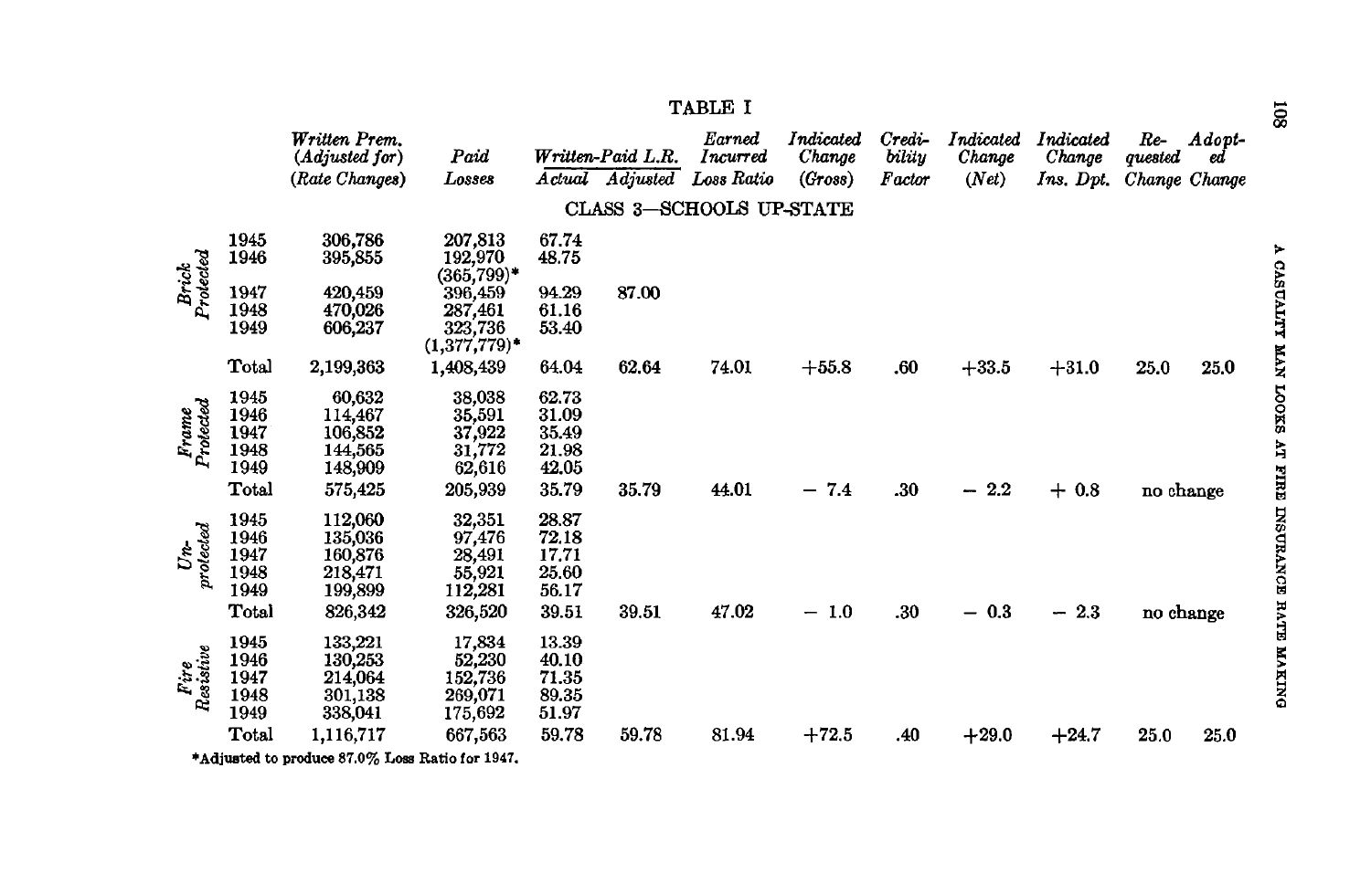## TABLE I

| | | Written Prem. (Adjusted for) (Rate Changes) | Paid Losses | Written-Paid L.R. Actual | Written-Paid L.R. Adjusted | Earned Incurred Loss Ratio | Indicated Change (Gross) | Credibility Factor | Indicated Change (Net) | Indicated Change Ins. Dpt. | Requested Change | Adopted Change |
|---|---|---|---|---|---|---|---|---|---|---|---|---|
| | | | | | CLASS 3—SCHOOLS UP-STATE | | | | | | | |
| *Brick Protected* | 1945 | 306,786 | 207,813 | 67.74 | | | | | | | | |
| | 1946 | 395,855 | 192,970 | 48.75 | | | | | | | | |
| | | | (365,799)* | | | | | | | | | |
| | 1947 | 420,459 | 396,459 | 94.29 | 87.00 | | | | | | | |
| | 1948 | 470,026 | 287,461 | 61.16 | | | | | | | | |
| | 1949 | 606,237 | 323,736 | 53.40 | | | | | | | | |
| | | | (1,377,779)* | | | | | | | | | |
| | Total | 2,199,363 | 1,408,439 | 64.04 | 62.64 | 74.01 | +55.8 | .60 | +33.5 | +31.0 | 25.0 | 25.0 |
| *Frame Protected* | 1945 | 60,632 | 38,038 | 62.73 | | | | | | | | |
| | 1946 | 114,467 | 35,591 | 31.09 | | | | | | | | |
| | 1947 | 106,852 | 37,922 | 35.49 | | | | | | | | |
| | 1948 | 144,565 | 31,772 | 21.98 | | | | | | | | |
| | 1949 | 148,909 | 62,616 | 42.05 | | | | | | | | |
| | Total | 575,425 | 205,939 | 35.79 | 35.79 | 44.01 | − 7.4 | .30 | − 2.2 | + 0.8 | no change | |
| *Unprotected* | 1945 | 112,060 | 32,351 | 28.87 | | | | | | | | |
| | 1946 | 135,036 | 97,476 | 72.18 | | | | | | | | |
| | 1947 | 160,876 | 28,491 | 17.71 | | | | | | | | |
| | 1948 | 218,471 | 55,921 | 25.60 | | | | | | | | |
| | 1949 | 199,899 | 112,281 | 56.17 | | | | | | | | |
| | Total | 826,342 | 326,520 | 39.51 | 39.51 | 47.02 | − 1.0 | .30 | − 0.3 | − 2.3 | no change | |
| *Fire Resistive* | 1945 | 133,221 | 17,834 | 13.39 | | | | | | | | |
| | 1946 | 130,253 | 52,230 | 40.10 | | | | | | | | |
| | 1947 | 214,064 | 152,736 | 71.35 | | | | | | | | |
| | 1948 | 301,138 | 269,071 | 89.35 | | | | | | | | |
| | 1949 | 338,041 | 175,692 | 51.97 | | | | | | | | |
| | Total | 1,116,717 | 667,563 | 59.78 | 59.78 | 81.94 | +72.5 | .40 | +29.0 | +24.7 | 25.0 | 25.0 |

*Adjusted to produce 87.0% Loss Ratio for 1947.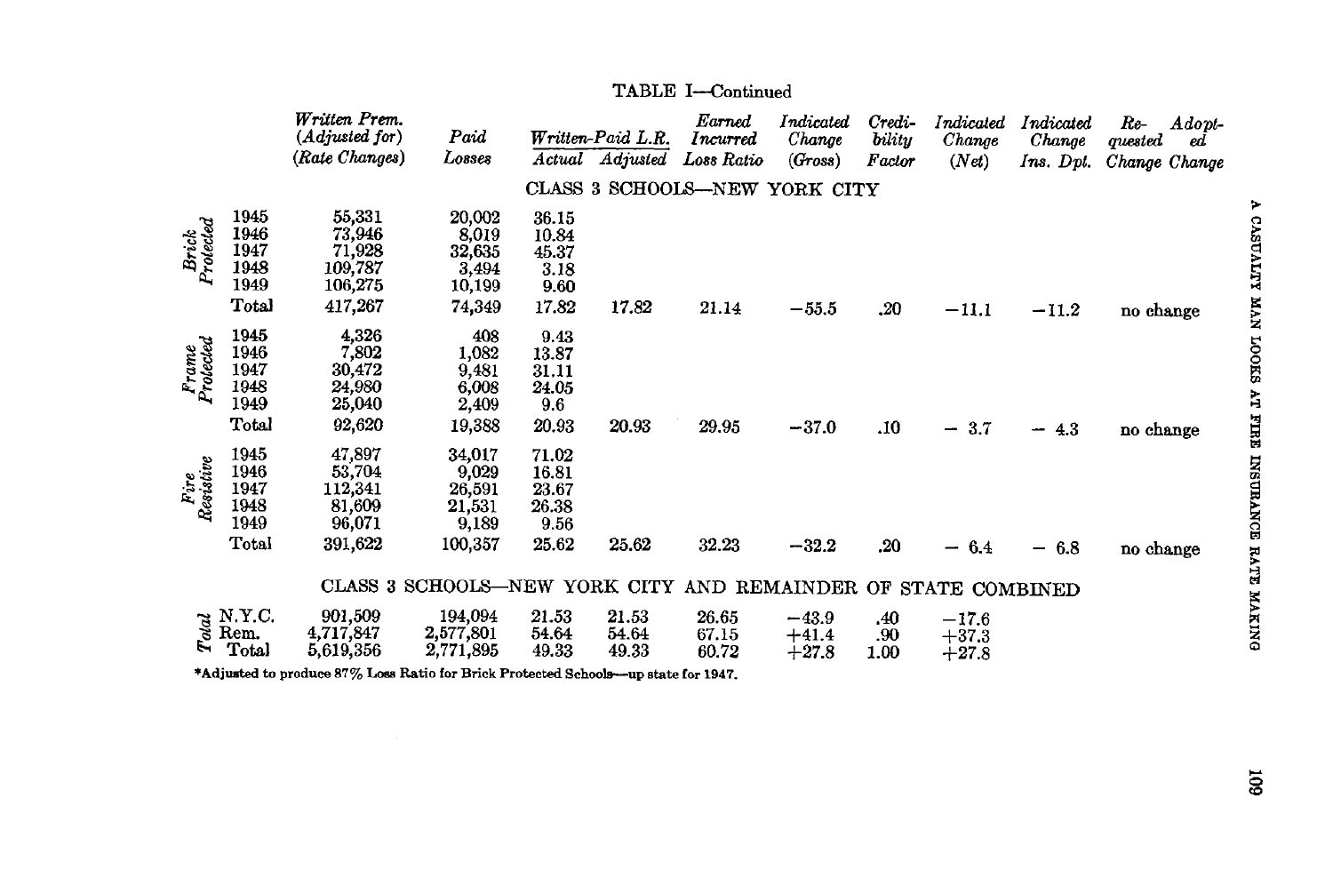TABLE I—Continued

| | | Written Prem. (Adjusted for) (Rate Changes) | Paid Losses | Written-Paid L.R. Actual | Written-Paid L.R. Adjusted | Earned Incurred Loss Ratio | Indicated Change (Gross) | Credibility Factor | Indicated Change (Net) | Indicated Change Ins. Dpt. | Requested Change | Adopted Change |
|---|---|---|---|---|---|---|---|---|---|---|---|---|
| | | **CLASS 3 SCHOOLS—NEW YORK CITY** | | | | | | | | | | |
| *Brick Protected* | 1945 | 55,331 | 20,002 | 36.15 | | | | | | | | |
| | 1946 | 73,946 | 8,019 | 10.84 | | | | | | | | |
| | 1947 | 71,928 | 32,635 | 45.37 | | | | | | | | |
| | 1948 | 109,787 | 3,494 | 3.18 | | | | | | | | |
| | 1949 | 106,275 | 10,199 | 9.60 | | | | | | | | |
| | Total | 417,267 | 74,349 | 17.82 | 17.82 | 21.14 | −55.5 | .20 | −11.1 | −11.2 | no change | |
| *Frame Protected* | 1945 | 4,326 | 408 | 9.43 | | | | | | | | |
| | 1946 | 7,802 | 1,082 | 13.87 | | | | | | | | |
| | 1947 | 30,472 | 9,481 | 31.11 | | | | | | | | |
| | 1948 | 24,980 | 6,008 | 24.05 | | | | | | | | |
| | 1949 | 25,040 | 2,409 | 9.6 | | | | | | | | |
| | Total | 92,620 | 19,388 | 20.93 | 20.93 | 29.95 | −37.0 | .10 | − 3.7 | − 4.3 | no change | |
| *Fire Resistive* | 1945 | 47,897 | 34,017 | 71.02 | | | | | | | | |
| | 1946 | 53,704 | 9,029 | 16.81 | | | | | | | | |
| | 1947 | 112,341 | 26,591 | 23.67 | | | | | | | | |
| | 1948 | 81,609 | 21,531 | 26.38 | | | | | | | | |
| | 1949 | 96,071 | 9,189 | 9.56 | | | | | | | | |
| | Total | 391,622 | 100,357 | 25.62 | 25.62 | 32.23 | −32.2 | .20 | − 6.4 | − 6.8 | no change | |
| | | **CLASS 3 SCHOOLS—NEW YORK CITY AND REMAINDER OF STATE COMBINED** | | | | | | | | | | |
| *Total* | N.Y.C. | 901,509 | 194,094 | 21.53 | 21.53 | 26.65 | −43.9 | .40 | −17.6 | | | |
| | Rem. | 4,717,847 | 2,577,801 | 54.64 | 54.64 | 67.15 | +41.4 | .90 | +37.3 | | | |
| | Total | 5,619,356 | 2,771,895 | 49.33 | 49.33 | 60.72 | +27.8 | 1.00 | +27.8 | | | |

*Adjusted to produce 87% Loss Ratio for Brick Protected Schools—up state for 1947.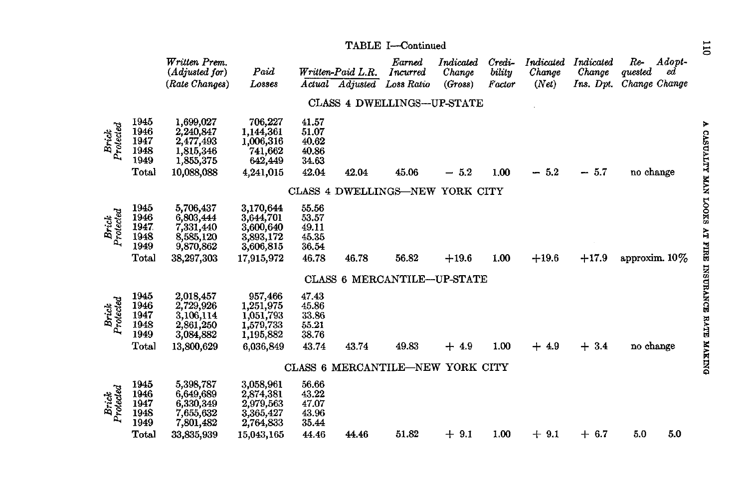TABLE I—Continued

| | | Written Prem. (Adjusted for) (Rate Changes) | Paid Losses | Written-Paid L.R. Actual | Written-Paid L.R. Adjusted | Earned Incurred Loss Ratio | Indicated Change (Gross) | Credibility Factor | Indicated Change (Net) | Indicated Change Ins. Dpt. | Requested Change | Adopted Change |
|---|---|---|---|---|---|---|---|---|---|---|---|---|
| | | **CLASS 4 DWELLINGS—UP-STATE** | | | | | | | | | | |
| *Brick Protected* | 1945 | 1,699,027 | 706,227 | 41.57 | | | | | | | | |
| | 1946 | 2,240,847 | 1,144,361 | 51.07 | | | | | | | | |
| | 1947 | 2,477,493 | 1,006,316 | 40.62 | | | | | | | | |
| | 1948 | 1,815,346 | 741,662 | 40.86 | | | | | | | | |
| | 1949 | 1,855,375 | 642,449 | 34.63 | | | | | | | | |
| | Total | 10,088,088 | 4,241,015 | 42.04 | 42.04 | 45.06 | − 5.2 | 1.00 | − 5.2 | − 5.7 | no change | |
| | | **CLASS 4 DWELLINGS—NEW YORK CITY** | | | | | | | | | | |
| *Brick Protected* | 1945 | 5,706,437 | 3,170,644 | 55.56 | | | | | | | | |
| | 1946 | 6,803,444 | 3,644,701 | 53.57 | | | | | | | | |
| | 1947 | 7,331,440 | 3,600,640 | 49.11 | | | | | | | | |
| | 1948 | 8,585,120 | 3,893,172 | 45.35 | | | | | | | | |
| | 1949 | 9,870,862 | 3,606,815 | 36.54 | | | | | | | | |
| | Total | 38,297,303 | 17,915,972 | 46.78 | 46.78 | 56.82 | +19.6 | 1.00 | +19.6 | +17.9 | approxim. 10% | |
| | | **CLASS 6 MERCANTILE—UP-STATE** | | | | | | | | | | |
| *Brick Protected* | 1945 | 2,018,457 | 957,466 | 47.43 | | | | | | | | |
| | 1946 | 2,729,926 | 1,251,975 | 45.86 | | | | | | | | |
| | 1947 | 3,106,114 | 1,051,793 | 33.86 | | | | | | | | |
| | 1948 | 2,861,250 | 1,579,733 | 55.21 | | | | | | | | |
| | 1949 | 3,084,882 | 1,195,882 | 38.76 | | | | | | | | |
| | Total | 13,800,629 | 6,036,849 | 43.74 | 43.74 | 49.83 | + 4.9 | 1.00 | + 4.9 | + 3.4 | no change | |
| | | **CLASS 6 MERCANTILE—NEW YORK CITY** | | | | | | | | | | |
| *Brick Protected* | 1945 | 5,398,787 | 3,058,961 | 56.66 | | | | | | | | |
| | 1946 | 6,649,689 | 2,874,381 | 43.22 | | | | | | | | |
| | 1947 | 6,330,349 | 2,979,563 | 47.07 | | | | | | | | |
| | 1948 | 7,655,632 | 3,365,427 | 43.96 | | | | | | | | |
| | 1949 | 7,801,482 | 2,764,833 | 35.44 | | | | | | | | |
| | Total | 33,835,939 | 15,043,165 | 44.46 | 44.46 | 51.82 | + 9.1 | 1.00 | + 9.1 | + 6.7 | 5.0 | 5.0 |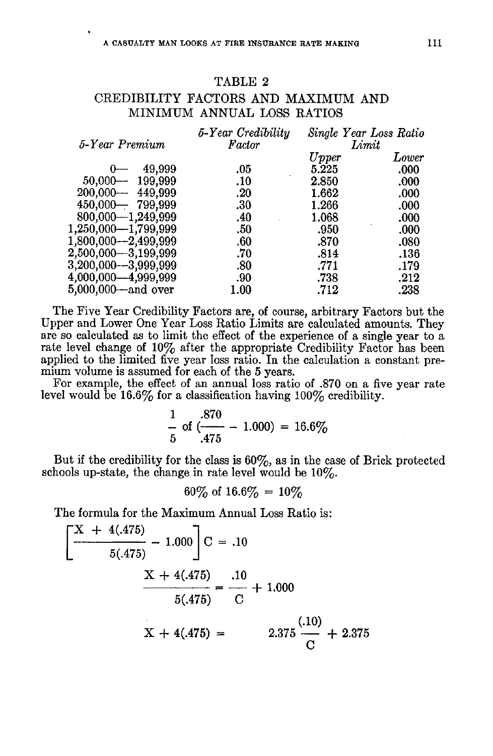TABLE 2

CREDIBILITY FACTORS AND MAXIMUM AND MINIMUM ANNUAL LOSS RATIOS

| *5-Year Premium* | *5-Year Credibility Factor* | *Single Year Loss Ratio Limit* | |
|---|---|---|---|
| | | *Upper* | *Lower* |
| 0— 49,999 | .05 | 5.225 | .000 |
| 50,000— 199,999 | .10 | 2.850 | .000 |
| 200,000— 449,999 | .20 | 1.662 | .000 |
| 450,000— 799,999 | .30 | 1.266 | .000 |
| 800,000—1,249,999 | .40 | 1.068 | .000 |
| 1,250,000—1,799,999 | .50 | .950 | .000 |
| 1,800,000—2,499,999 | .60 | .870 | .080 |
| 2,500,000—3,199,999 | .70 | .814 | .136 |
| 3,200,000—3,999,999 | .80 | .771 | .179 |
| 4,000,000—4,999,999 | .90 | .738 | .212 |
| 5,000,000—and over | 1.00 | .712 | .238 |

The Five Year Credibility Factors are, of course, arbitrary Factors but the Upper and Lower One Year Loss Ratio Limits are calculated amounts. They are so calculated as to limit the effect of the experience of a single year to a rate level change of 10% after the appropriate Credibility Factor has been applied to the limited five year loss ratio. In the calculation a constant premium volume is assumed for each of the 5 years.

For example, the effect of an annual loss ratio of .870 on a five year rate level would be 16.6% for a classification having 100% credibility.

$$\frac{1}{5} \text{ of } \left(\frac{.870}{.475} - 1.000\right) = 16.6\%$$

But if the credibility for the class is 60%, as in the case of Brick protected schools up-state, the change in rate level would be 10%.

$$60\% \text{ of } 16.6\% = 10\%$$

The formula for the Maximum Annual Loss Ratio is:

$$\left[\frac{X + 4(.475)}{5(.475)} - 1.000\right] C = .10$$

$$\frac{X + 4(.475)}{5(.475)} = \frac{.10}{C} + 1.000$$

$$X + 4(.475) = 2.375 \frac{(.10)}{C} + 2.375$$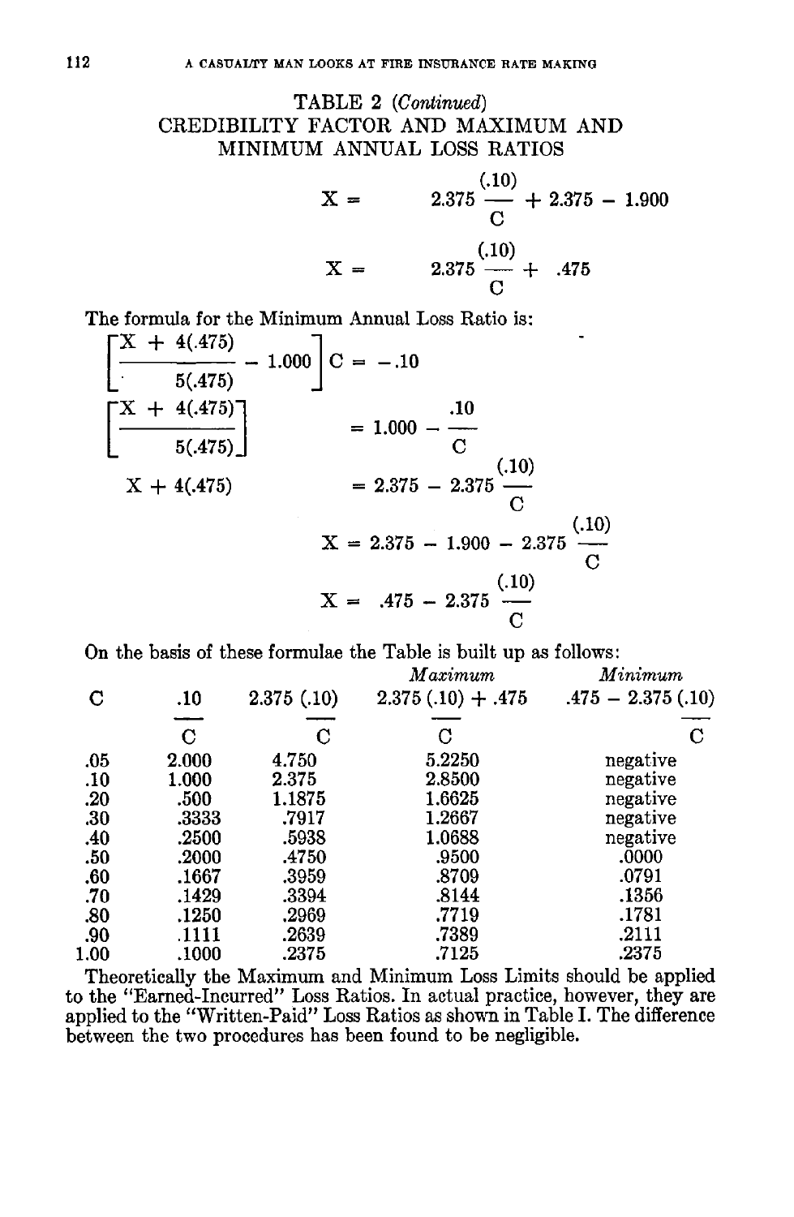TABLE 2 (*Continued*)
CREDIBILITY FACTOR AND MAXIMUM AND MINIMUM ANNUAL LOSS RATIOS

$$X = 2.375 \frac{(.10)}{C} + 2.375 - 1.900$$

$$X = 2.375 \frac{(.10)}{C} + .475$$

The formula for the Minimum Annual Loss Ratio is:

$$\left[\frac{X + 4(.475)}{5(.475)} - 1.000\right] C = -.10$$

$$\left[\frac{X + 4(.475)}{5(.475)}\right] = 1.000 - \frac{.10}{C}$$

$$X + 4(.475) = 2.375 - 2.375 \frac{(.10)}{C}$$

$$X = 2.375 - 1.900 - 2.375 \frac{(.10)}{C}$$

$$X = .475 - 2.375 \frac{(.10)}{C}$$

On the basis of these formulae the Table is built up as follows:

| C | $\frac{.10}{C}$ | $\frac{2.375\,(.10)}{C}$ | *Maximum* $\frac{2.375\,(.10)}{C} + .475$ | *Minimum* $.475 - \frac{2.375\,(.10)}{C}$ |
|---|---|---|---|---|
| .05 | 2.000 | 4.750 | 5.2250 | negative |
| .10 | 1.000 | 2.375 | 2.8500 | negative |
| .20 | .500 | 1.1875 | 1.6625 | negative |
| .30 | .3333 | .7917 | 1.2667 | negative |
| .40 | .2500 | .5938 | 1.0688 | negative |
| .50 | .2000 | .4750 | .9500 | .0000 |
| .60 | .1667 | .3959 | .8709 | .0791 |
| .70 | .1429 | .3394 | .8144 | .1356 |
| .80 | .1250 | .2969 | .7719 | .1781 |
| .90 | .1111 | .2639 | .7389 | .2111 |
| 1.00 | .1000 | .2375 | .7125 | .2375 |

Theoretically the Maximum and Minimum Loss Limits should be applied to the "Earned-Incurred" Loss Ratios. In actual practice, however, they are applied to the "Written-Paid" Loss Ratios as shown in Table I. The difference between the two procedures has been found to be negligible.